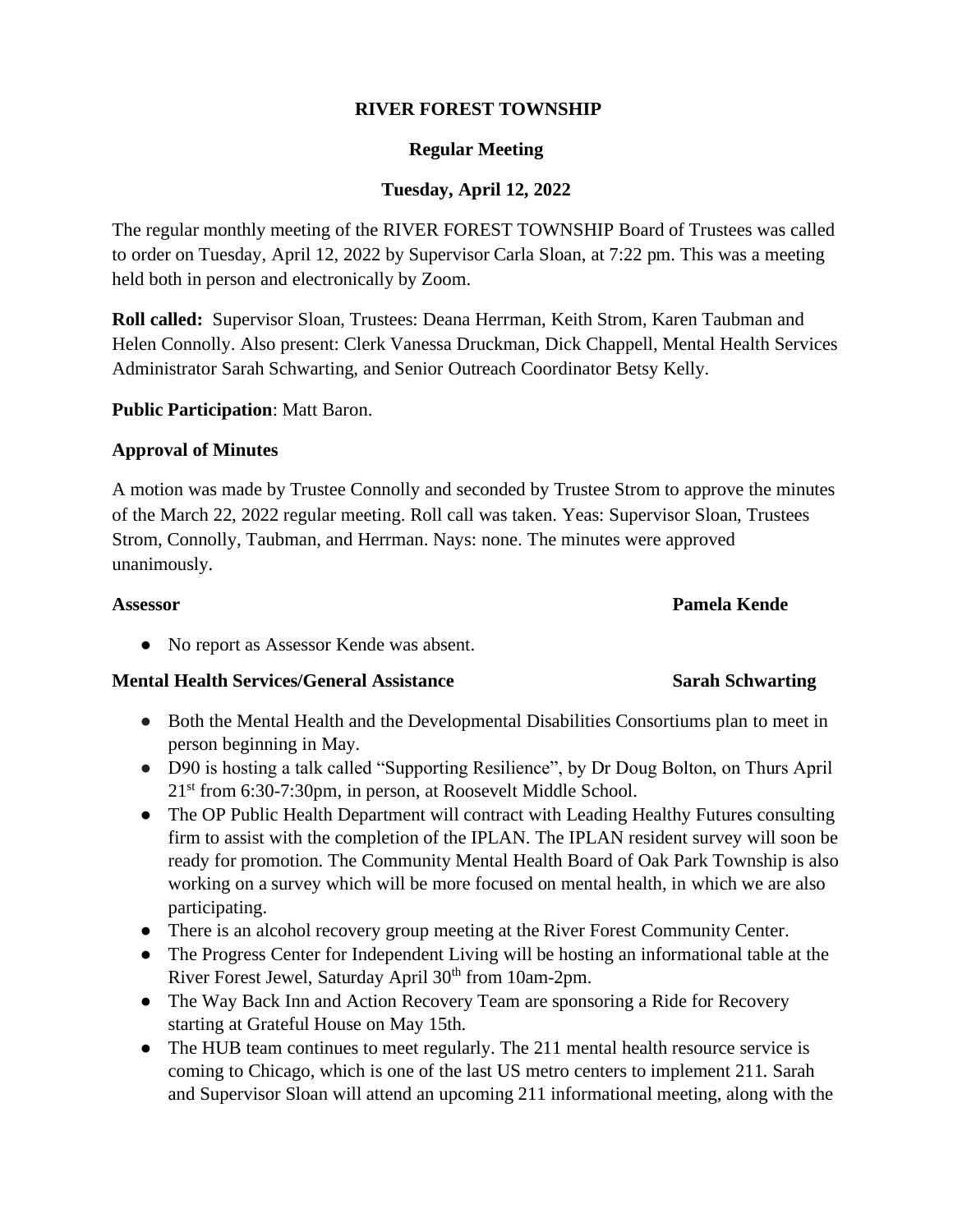# RIVER FOREST TOWNSHIP

## Regular Meeting

## Tuesday, April 12, 2022

The regular monthly meeting of the RIVER FOREST TOWNSHIP Board of Trustees was called to order on Tuesday, April 12, 2022 by Supervisor Carla Sloan, at 7:22 pm. This was a meeting held both in person and electronically by Zoom.

**Roll called:** Supervisor Sloan, Trustees: Deana Herrman, Keith Strom, Karen Taubman and Helen Connolly. Also present: Clerk Vanessa Druckman, Dick Chappell, Mental Health Services Administrator Sarah Schwarting, and Senior Outreach Coordinator Betsy Kelly.

**Public Participation**: Matt Baron.

**Approval of Minutes**

A motion was made by Trustee Connolly and seconded by Trustee Strom to approve the minutes of the March 22, 2022 regular meeting. Roll call was taken. Yeas: Supervisor Sloan, Trustees Strom, Connolly, Taubman, and Herrman. Nays: none. The minutes were approved unanimously.

**Assessor** **Pamela Kende**

- No report as Assessor Kende was absent.

**Mental Health Services/General Assistance** **Sarah Schwarting**

- Both the Mental Health and the Developmental Disabilities Consortiums plan to meet in person beginning in May.
- D90 is hosting a talk called "Supporting Resilience", by Dr Doug Bolton, on Thurs April 21st from 6:30-7:30pm, in person, at Roosevelt Middle School.
- The OP Public Health Department will contract with Leading Healthy Futures consulting firm to assist with the completion of the IPLAN. The IPLAN resident survey will soon be ready for promotion. The Community Mental Health Board of Oak Park Township is also working on a survey which will be more focused on mental health, in which we are also participating.
- There is an alcohol recovery group meeting at the River Forest Community Center.
- The Progress Center for Independent Living will be hosting an informational table at the River Forest Jewel, Saturday April 30th from 10am-2pm.
- The Way Back Inn and Action Recovery Team are sponsoring a Ride for Recovery starting at Grateful House on May 15th.
- The HUB team continues to meet regularly. The 211 mental health resource service is coming to Chicago, which is one of the last US metro centers to implement 211. Sarah and Supervisor Sloan will attend an upcoming 211 informational meeting, along with the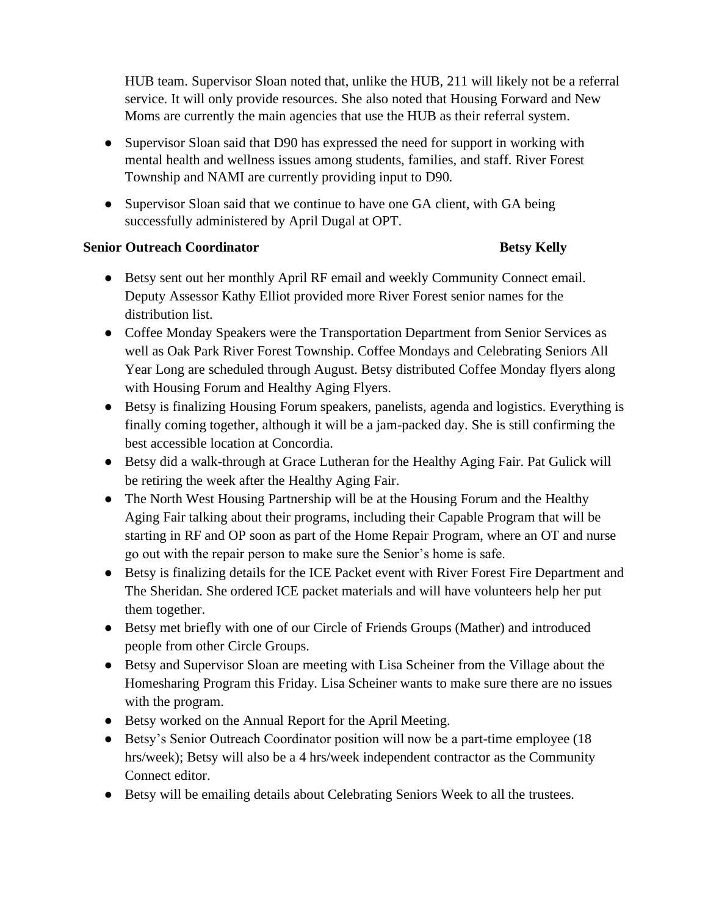HUB team. Supervisor Sloan noted that, unlike the HUB, 211 will likely not be a referral service. It will only provide resources. She also noted that Housing Forward and New Moms are currently the main agencies that use the HUB as their referral system.

- Supervisor Sloan said that D90 has expressed the need for support in working with mental health and wellness issues among students, families, and staff. River Forest Township and NAMI are currently providing input to D90.
- Supervisor Sloan said that we continue to have one GA client, with GA being successfully administered by April Dugal at OPT.

**Senior Outreach Coordinator** **Betsy Kelly**

- Betsy sent out her monthly April RF email and weekly Community Connect email. Deputy Assessor Kathy Elliot provided more River Forest senior names for the distribution list.
- Coffee Monday Speakers were the Transportation Department from Senior Services as well as Oak Park River Forest Township. Coffee Mondays and Celebrating Seniors All Year Long are scheduled through August. Betsy distributed Coffee Monday flyers along with Housing Forum and Healthy Aging Flyers.
- Betsy is finalizing Housing Forum speakers, panelists, agenda and logistics. Everything is finally coming together, although it will be a jam-packed day. She is still confirming the best accessible location at Concordia.
- Betsy did a walk-through at Grace Lutheran for the Healthy Aging Fair. Pat Gulick will be retiring the week after the Healthy Aging Fair.
- The North West Housing Partnership will be at the Housing Forum and the Healthy Aging Fair talking about their programs, including their Capable Program that will be starting in RF and OP soon as part of the Home Repair Program, where an OT and nurse go out with the repair person to make sure the Senior's home is safe.
- Betsy is finalizing details for the ICE Packet event with River Forest Fire Department and The Sheridan. She ordered ICE packet materials and will have volunteers help her put them together.
- Betsy met briefly with one of our Circle of Friends Groups (Mather) and introduced people from other Circle Groups.
- Betsy and Supervisor Sloan are meeting with Lisa Scheiner from the Village about the Homesharing Program this Friday. Lisa Scheiner wants to make sure there are no issues with the program.
- Betsy worked on the Annual Report for the April Meeting.
- Betsy's Senior Outreach Coordinator position will now be a part-time employee (18 hrs/week); Betsy will also be a 4 hrs/week independent contractor as the Community Connect editor.
- Betsy will be emailing details about Celebrating Seniors Week to all the trustees.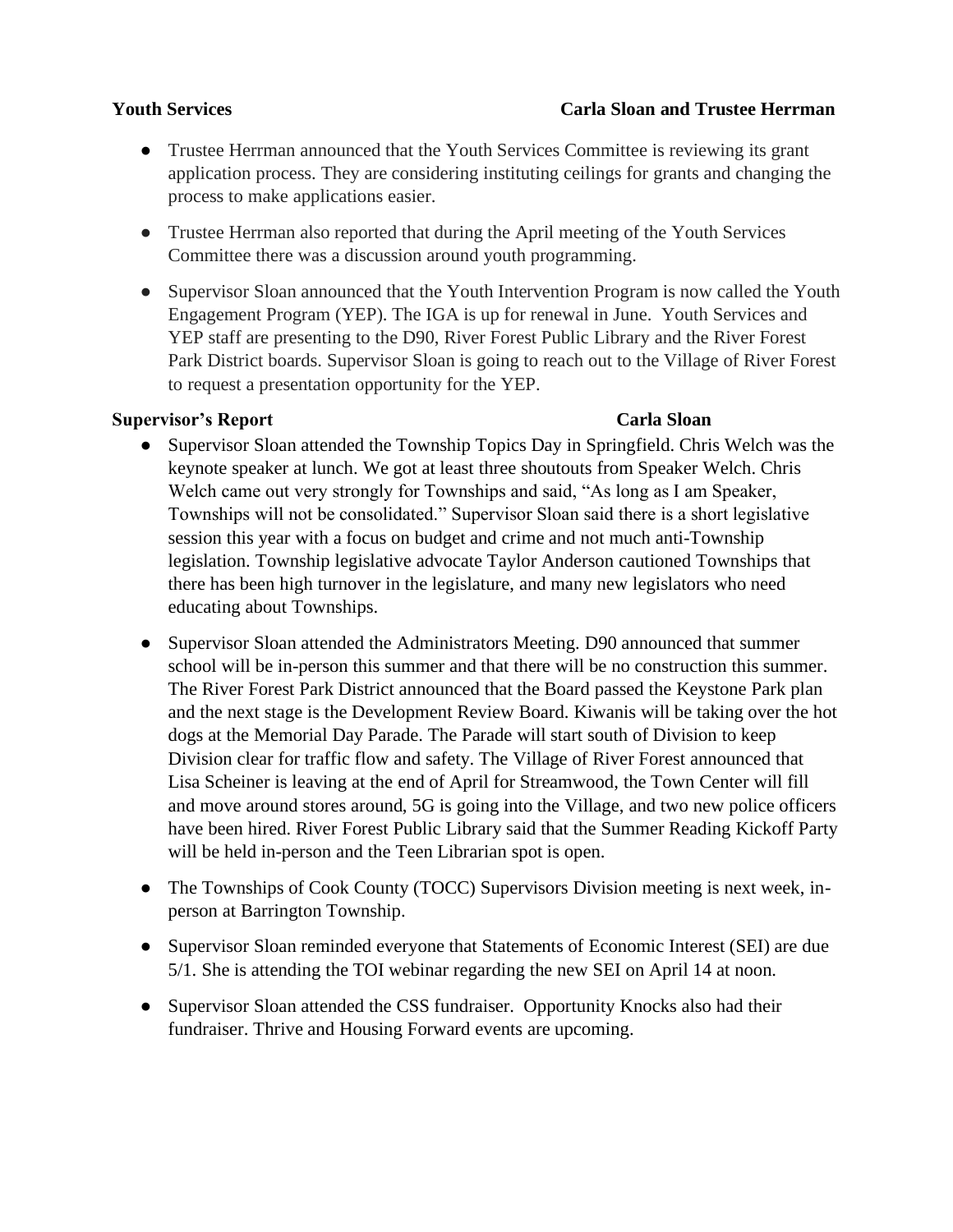**Youth Services** **Carla Sloan and Trustee Herrman**

- Trustee Herrman announced that the Youth Services Committee is reviewing its grant application process. They are considering instituting ceilings for grants and changing the process to make applications easier.
- Trustee Herrman also reported that during the April meeting of the Youth Services Committee there was a discussion around youth programming.
- Supervisor Sloan announced that the Youth Intervention Program is now called the Youth Engagement Program (YEP). The IGA is up for renewal in June. Youth Services and YEP staff are presenting to the D90, River Forest Public Library and the River Forest Park District boards. Supervisor Sloan is going to reach out to the Village of River Forest to request a presentation opportunity for the YEP.

**Supervisor's Report** **Carla Sloan**

- Supervisor Sloan attended the Township Topics Day in Springfield. Chris Welch was the keynote speaker at lunch. We got at least three shoutouts from Speaker Welch. Chris Welch came out very strongly for Townships and said, "As long as I am Speaker, Townships will not be consolidated." Supervisor Sloan said there is a short legislative session this year with a focus on budget and crime and not much anti-Township legislation. Township legislative advocate Taylor Anderson cautioned Townships that there has been high turnover in the legislature, and many new legislators who need educating about Townships.
- Supervisor Sloan attended the Administrators Meeting. D90 announced that summer school will be in-person this summer and that there will be no construction this summer. The River Forest Park District announced that the Board passed the Keystone Park plan and the next stage is the Development Review Board. Kiwanis will be taking over the hot dogs at the Memorial Day Parade. The Parade will start south of Division to keep Division clear for traffic flow and safety. The Village of River Forest announced that Lisa Scheiner is leaving at the end of April for Streamwood, the Town Center will fill and move around stores around, 5G is going into the Village, and two new police officers have been hired. River Forest Public Library said that the Summer Reading Kickoff Party will be held in-person and the Teen Librarian spot is open.
- The Townships of Cook County (TOCC) Supervisors Division meeting is next week, in-person at Barrington Township.
- Supervisor Sloan reminded everyone that Statements of Economic Interest (SEI) are due 5/1. She is attending the TOI webinar regarding the new SEI on April 14 at noon.
- Supervisor Sloan attended the CSS fundraiser. Opportunity Knocks also had their fundraiser. Thrive and Housing Forward events are upcoming.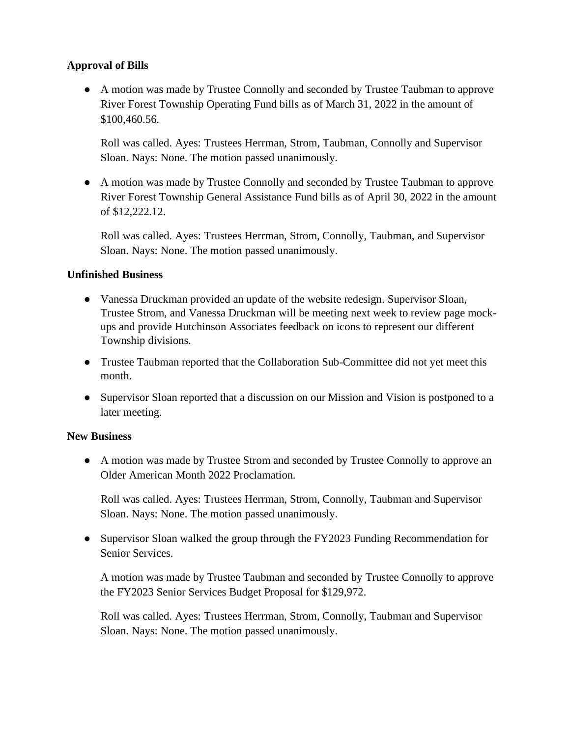**Approval of Bills**

- A motion was made by Trustee Connolly and seconded by Trustee Taubman to approve River Forest Township Operating Fund bills as of March 31, 2022 in the amount of $100,460.56.

  Roll was called. Ayes: Trustees Herrman, Strom, Taubman, Connolly and Supervisor Sloan. Nays: None. The motion passed unanimously.

- A motion was made by Trustee Connolly and seconded by Trustee Taubman to approve River Forest Township General Assistance Fund bills as of April 30, 2022 in the amount of $12,222.12.

  Roll was called. Ayes: Trustees Herrman, Strom, Connolly, Taubman, and Supervisor Sloan. Nays: None. The motion passed unanimously.

**Unfinished Business**

- Vanessa Druckman provided an update of the website redesign. Supervisor Sloan, Trustee Strom, and Vanessa Druckman will be meeting next week to review page mock-ups and provide Hutchinson Associates feedback on icons to represent our different Township divisions.
- Trustee Taubman reported that the Collaboration Sub-Committee did not yet meet this month.
- Supervisor Sloan reported that a discussion on our Mission and Vision is postponed to a later meeting.

**New Business**

- A motion was made by Trustee Strom and seconded by Trustee Connolly to approve an Older American Month 2022 Proclamation.

  Roll was called. Ayes: Trustees Herrman, Strom, Connolly, Taubman and Supervisor Sloan. Nays: None. The motion passed unanimously.

- Supervisor Sloan walked the group through the FY2023 Funding Recommendation for Senior Services.

  A motion was made by Trustee Taubman and seconded by Trustee Connolly to approve the FY2023 Senior Services Budget Proposal for $129,972.

  Roll was called. Ayes: Trustees Herrman, Strom, Connolly, Taubman and Supervisor Sloan. Nays: None. The motion passed unanimously.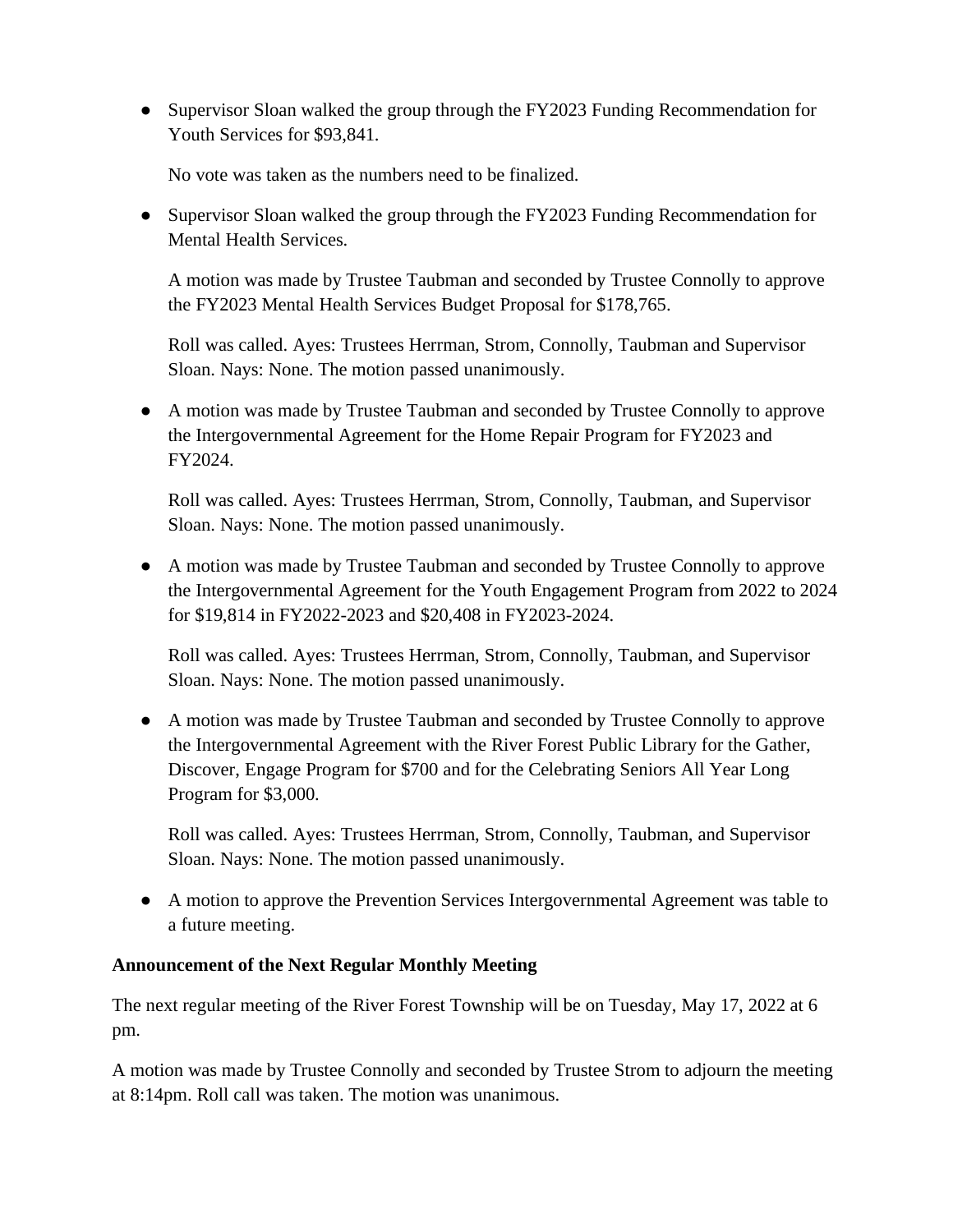- Supervisor Sloan walked the group through the FY2023 Funding Recommendation for Youth Services for $93,841.

  No vote was taken as the numbers need to be finalized.

- Supervisor Sloan walked the group through the FY2023 Funding Recommendation for Mental Health Services.

  A motion was made by Trustee Taubman and seconded by Trustee Connolly to approve the FY2023 Mental Health Services Budget Proposal for $178,765.

  Roll was called. Ayes: Trustees Herrman, Strom, Connolly, Taubman and Supervisor Sloan. Nays: None. The motion passed unanimously.

- A motion was made by Trustee Taubman and seconded by Trustee Connolly to approve the Intergovernmental Agreement for the Home Repair Program for FY2023 and FY2024.

  Roll was called. Ayes: Trustees Herrman, Strom, Connolly, Taubman, and Supervisor Sloan. Nays: None. The motion passed unanimously.

- A motion was made by Trustee Taubman and seconded by Trustee Connolly to approve the Intergovernmental Agreement for the Youth Engagement Program from 2022 to 2024 for $19,814 in FY2022-2023 and $20,408 in FY2023-2024.

  Roll was called. Ayes: Trustees Herrman, Strom, Connolly, Taubman, and Supervisor Sloan. Nays: None. The motion passed unanimously.

- A motion was made by Trustee Taubman and seconded by Trustee Connolly to approve the Intergovernmental Agreement with the River Forest Public Library for the Gather, Discover, Engage Program for $700 and for the Celebrating Seniors All Year Long Program for $3,000.

  Roll was called. Ayes: Trustees Herrman, Strom, Connolly, Taubman, and Supervisor Sloan. Nays: None. The motion passed unanimously.

- A motion to approve the Prevention Services Intergovernmental Agreement was table to a future meeting.

**Announcement of the Next Regular Monthly Meeting**

The next regular meeting of the River Forest Township will be on Tuesday, May 17, 2022 at 6 pm.

A motion was made by Trustee Connolly and seconded by Trustee Strom to adjourn the meeting at 8:14pm. Roll call was taken. The motion was unanimous.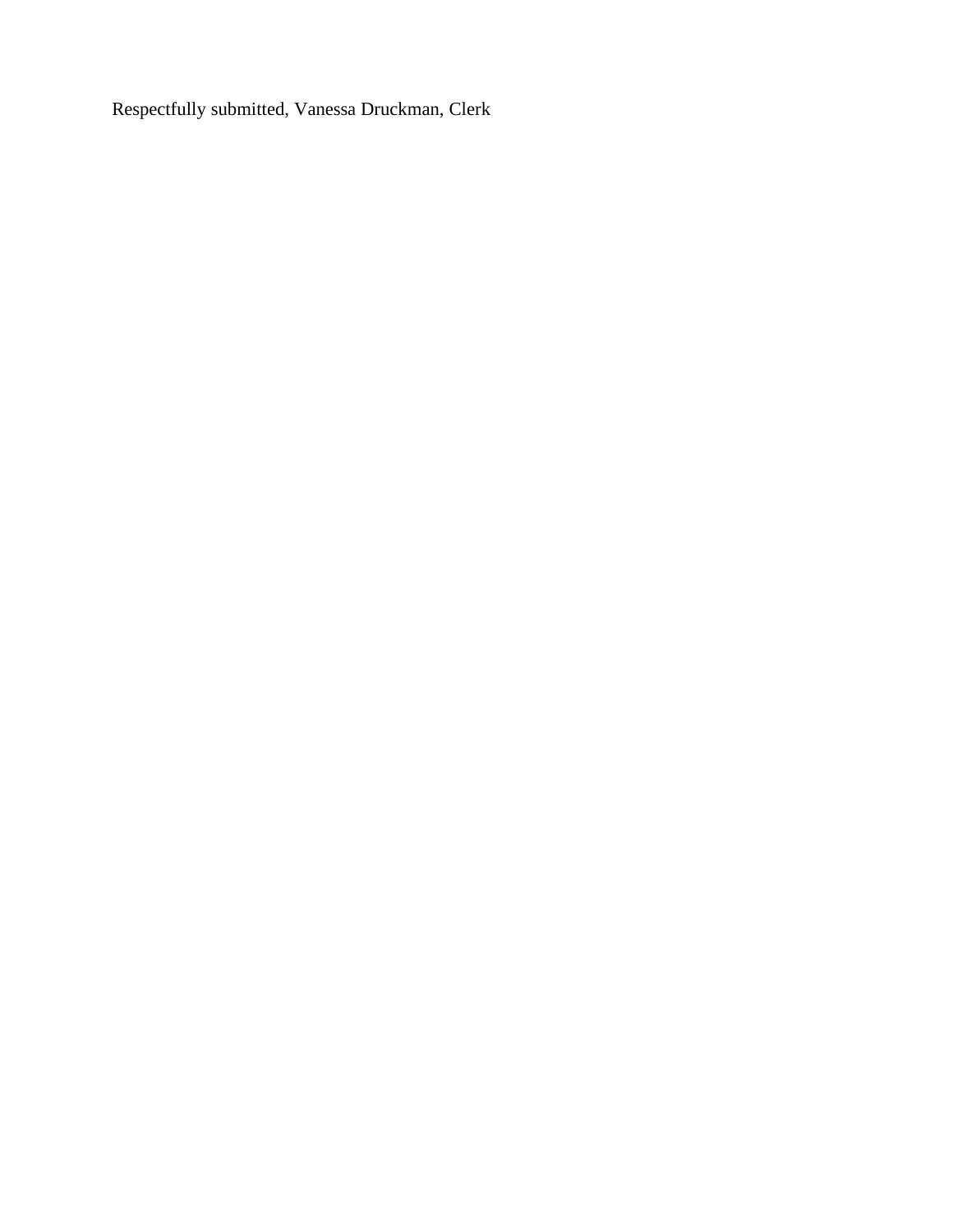Respectfully submitted, Vanessa Druckman, Clerk